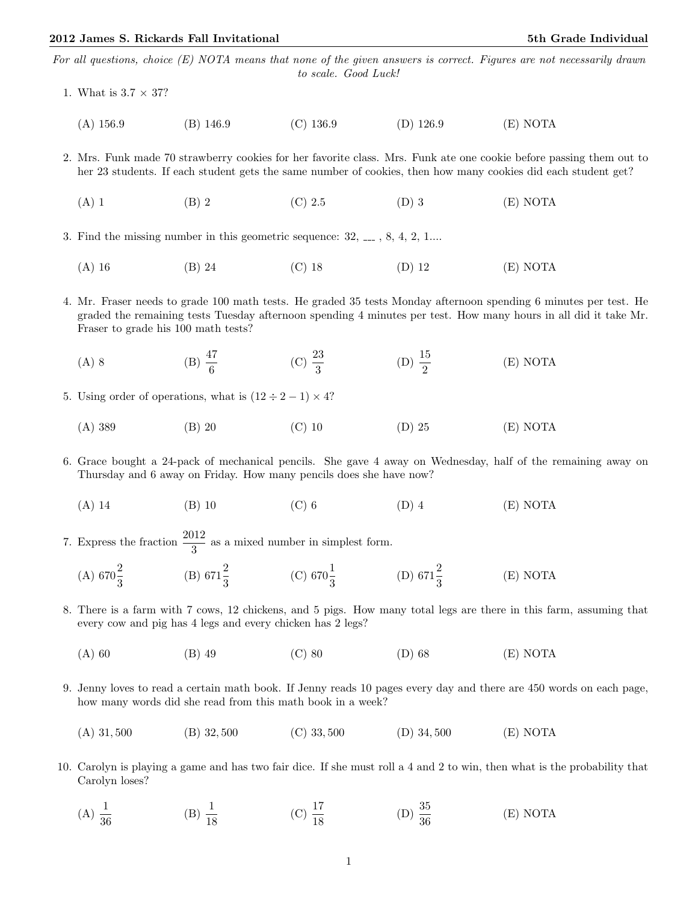**2012 James S. Rickards Fall Invitational** **5th Grade Individual**

*For all questions, choice (E) NOTA means that none of the given answers is correct. Figures are not necessarily drawn to scale. Good Luck!*

1. What is $3.7 \times 37$?

   (A) 156.9 (B) 146.9 (C) 136.9 (D) 126.9 (E) NOTA

2. Mrs. Funk made 70 strawberry cookies for her favorite class. Mrs. Funk ate one cookie before passing them out to her 23 students. If each student gets the same number of cookies, then how many cookies did each student get?

   (A) 1 (B) 2 (C) 2.5 (D) 3 (E) NOTA

3. Find the missing number in this geometric sequence: 32, ___ , 8, 4, 2, 1....

   (A) 16 (B) 24 (C) 18 (D) 12 (E) NOTA

4. Mr. Fraser needs to grade 100 math tests. He graded 35 tests Monday afternoon spending 6 minutes per test. He graded the remaining tests Tuesday afternoon spending 4 minutes per test. How many hours in all did it take Mr. Fraser to grade his 100 math tests?

   (A) 8 (B) $\frac{47}{6}$ (C) $\frac{23}{3}$ (D) $\frac{15}{2}$ (E) NOTA

5. Using order of operations, what is $(12 \div 2 - 1) \times 4$?

   (A) 389 (B) 20 (C) 10 (D) 25 (E) NOTA

6. Grace bought a 24-pack of mechanical pencils. She gave 4 away on Wednesday, half of the remaining away on Thursday and 6 away on Friday. How many pencils does she have now?

   (A) 14 (B) 10 (C) 6 (D) 4 (E) NOTA

7. Express the fraction $\frac{2012}{3}$ as a mixed number in simplest form.

   (A) $670\frac{2}{3}$ (B) $671\frac{2}{3}$ (C) $670\frac{1}{3}$ (D) $671\frac{2}{3}$ (E) NOTA

8. There is a farm with 7 cows, 12 chickens, and 5 pigs. How many total legs are there in this farm, assuming that every cow and pig has 4 legs and every chicken has 2 legs?

   (A) 60 (B) 49 (C) 80 (D) 68 (E) NOTA

9. Jenny loves to read a certain math book. If Jenny reads 10 pages every day and there are 450 words on each page, how many words did she read from this math book in a week?

   (A) 31,500 (B) 32,500 (C) 33,500 (D) 34,500 (E) NOTA

10. Carolyn is playing a game and has two fair dice. If she must roll a 4 and 2 to win, then what is the probability that Carolyn loses?

    (A) $\frac{1}{36}$ (B) $\frac{1}{18}$ (C) $\frac{17}{18}$ (D) $\frac{35}{36}$ (E) NOTA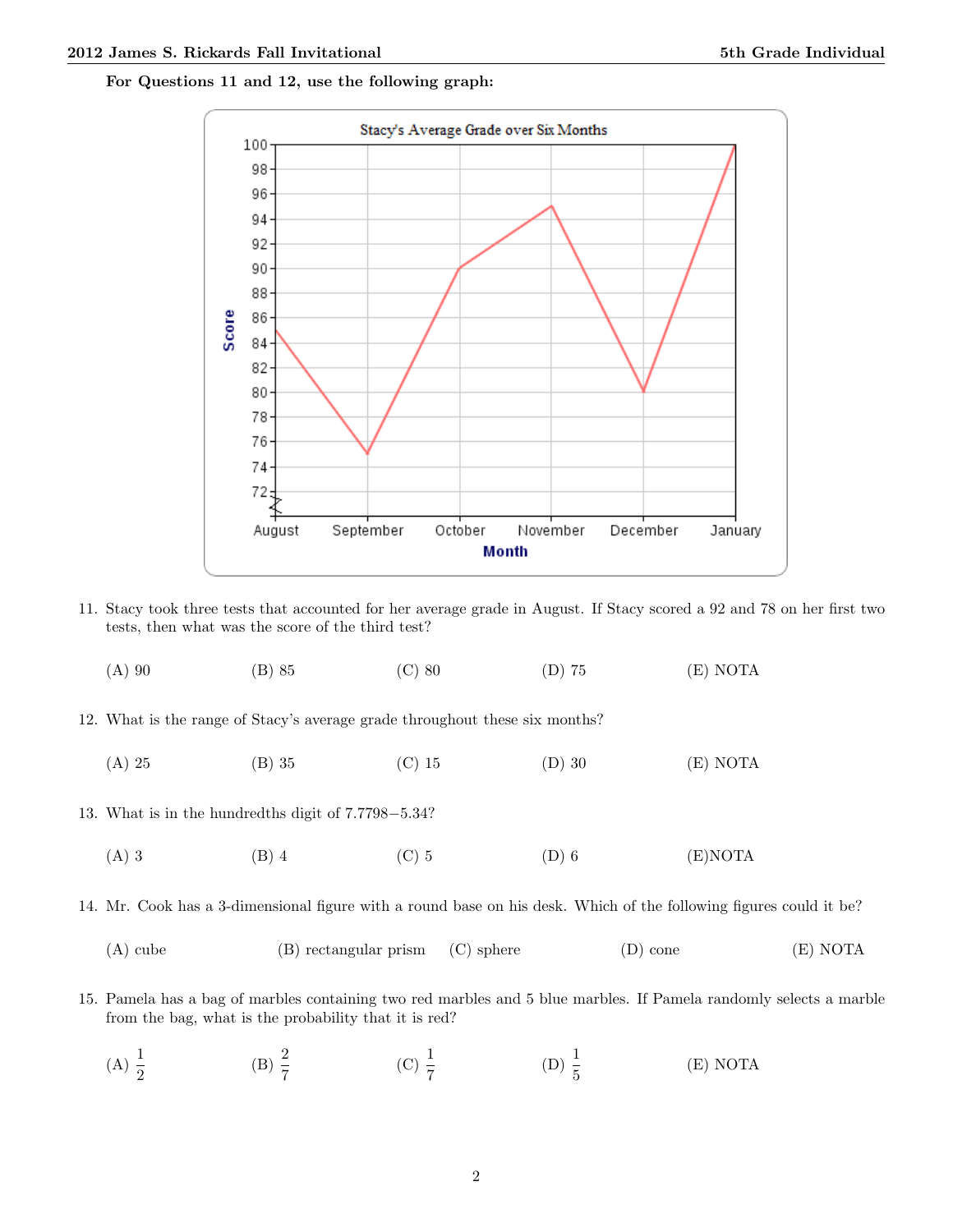**For Questions 11 and 12, use the following graph:**

11. Stacy took three tests that accounted for her average grade in August. If Stacy scored a 92 and 78 on her first two tests, then what was the score of the third test?

(A) 90 (B) 85 (C) 80 (D) 75 (E) NOTA

12. What is the range of Stacy's average grade throughout these six months?

(A) 25 (B) 35 (C) 15 (D) 30 (E) NOTA

13. What is in the hundredths digit of $7.7798 - 5.34$?

(A) 3 (B) 4 (C) 5 (D) 6 (E) NOTA

14. Mr. Cook has a 3-dimensional figure with a round base on his desk. Which of the following figures could it be?

(A) cube (B) rectangular prism (C) sphere (D) cone (E) NOTA

15. Pamela has a bag of marbles containing two red marbles and 5 blue marbles. If Pamela randomly selects a marble from the bag, what is the probability that it is red?

(A) $\frac{1}{2}$ (B) $\frac{2}{7}$ (C) $\frac{1}{7}$ (D) $\frac{1}{5}$ (E) NOTA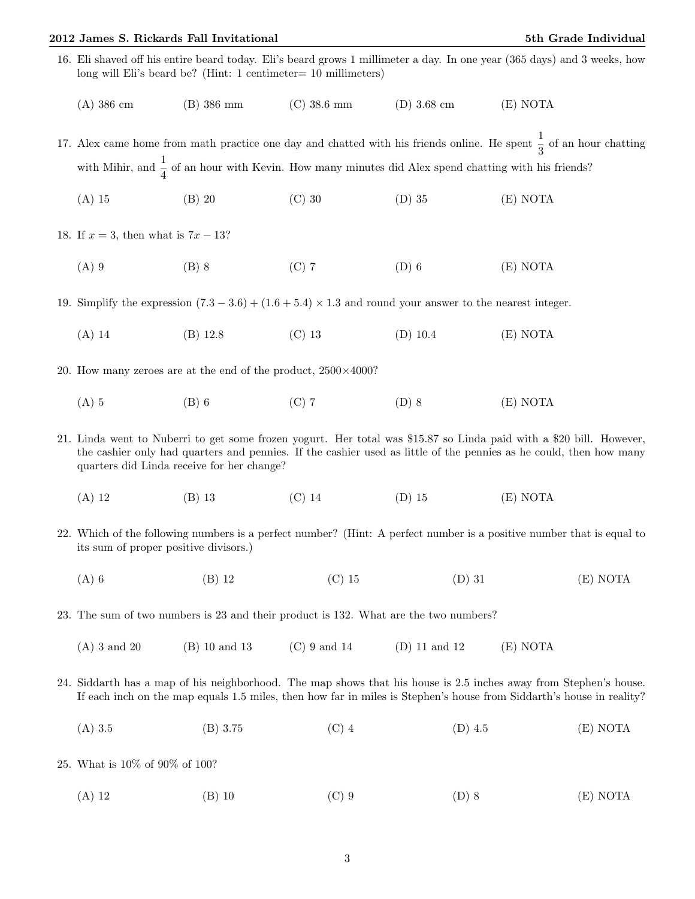16. Eli shaved off his entire beard today. Eli's beard grows 1 millimeter a day. In one year (365 days) and 3 weeks, how long will Eli's beard be? (Hint: 1 centimeter= 10 millimeters)

    (A) 386 cm (B) 386 mm (C) 38.6 mm (D) 3.68 cm (E) NOTA

17. Alex came home from math practice one day and chatted with his friends online. He spent $\frac{1}{3}$ of an hour chatting with Mihir, and $\frac{1}{4}$ of an hour with Kevin. How many minutes did Alex spend chatting with his friends?

    (A) 15 (B) 20 (C) 30 (D) 35 (E) NOTA

18. If $x = 3$, then what is $7x - 13$?

    (A) 9 (B) 8 (C) 7 (D) 6 (E) NOTA

19. Simplify the expression $(7.3 - 3.6) + (1.6 + 5.4) \times 1.3$ and round your answer to the nearest integer.

    (A) 14 (B) 12.8 (C) 13 (D) 10.4 (E) NOTA

20. How many zeroes are at the end of the product, $2500 \times 4000$?

    (A) 5 (B) 6 (C) 7 (D) 8 (E) NOTA

21. Linda went to Nuberri to get some frozen yogurt. Her total was $15.87 so Linda paid with a $20 bill. However, the cashier only had quarters and pennies. If the cashier used as little of the pennies as he could, then how many quarters did Linda receive for her change?

    (A) 12 (B) 13 (C) 14 (D) 15 (E) NOTA

22. Which of the following numbers is a perfect number? (Hint: A perfect number is a positive number that is equal to its sum of proper positive divisors.)

    (A) 6 (B) 12 (C) 15 (D) 31 (E) NOTA

23. The sum of two numbers is 23 and their product is 132. What are the two numbers?

    (A) 3 and 20 (B) 10 and 13 (C) 9 and 14 (D) 11 and 12 (E) NOTA

24. Siddarth has a map of his neighborhood. The map shows that his house is 2.5 inches away from Stephen's house. If each inch on the map equals 1.5 miles, then how far in miles is Stephen's house from Siddarth's house in reality?

    (A) 3.5 (B) 3.75 (C) 4 (D) 4.5 (E) NOTA

25. What is 10% of 90% of 100?

    (A) 12 (B) 10 (C) 9 (D) 8 (E) NOTA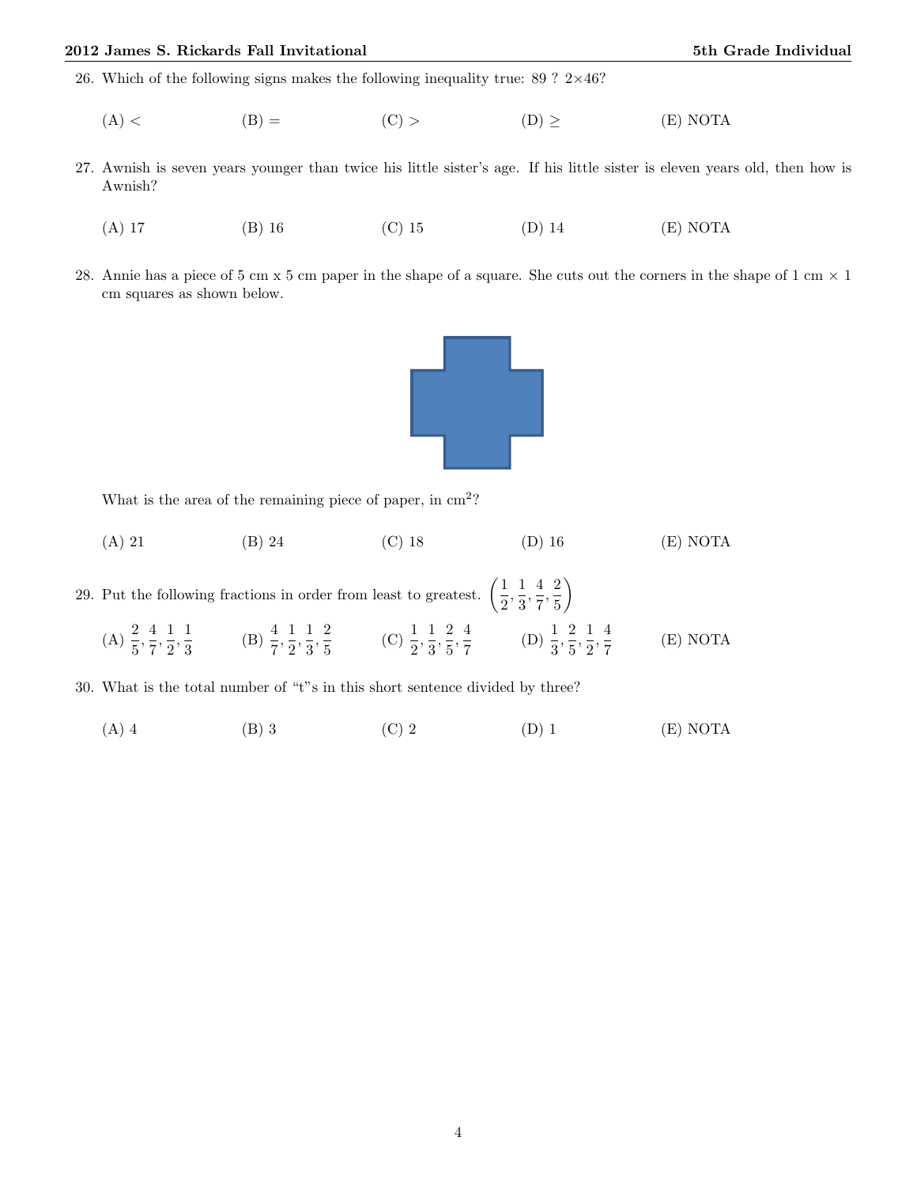26. Which of the following signs makes the following inequality true: 89 ? $2 \times 46$?

(A) $<$ (B) $=$ (C) $>$ (D) $\geq$ (E) NOTA

27. Awnish is seven years younger than twice his little sister's age. If his little sister is eleven years old, then how is Awnish?

(A) 17 (B) 16 (C) 15 (D) 14 (E) NOTA

28. Annie has a piece of 5 cm x 5 cm paper in the shape of a square. She cuts out the corners in the shape of 1 cm $\times$ 1 cm squares as shown below.

What is the area of the remaining piece of paper, in cm$^2$?

(A) 21 (B) 24 (C) 18 (D) 16 (E) NOTA

29. Put the following fractions in order from least to greatest. $\left(\frac{1}{2}, \frac{1}{3}, \frac{4}{7}, \frac{2}{5}\right)$

(A) $\frac{2}{5}, \frac{4}{7}, \frac{1}{2}, \frac{1}{3}$ (B) $\frac{4}{7}, \frac{1}{2}, \frac{1}{3}, \frac{2}{5}$ (C) $\frac{1}{2}, \frac{1}{3}, \frac{2}{5}, \frac{4}{7}$ (D) $\frac{1}{3}, \frac{2}{5}, \frac{1}{2}, \frac{4}{7}$ (E) NOTA

30. What is the total number of "t"s in this short sentence divided by three?

(A) 4 (B) 3 (C) 2 (D) 1 (E) NOTA